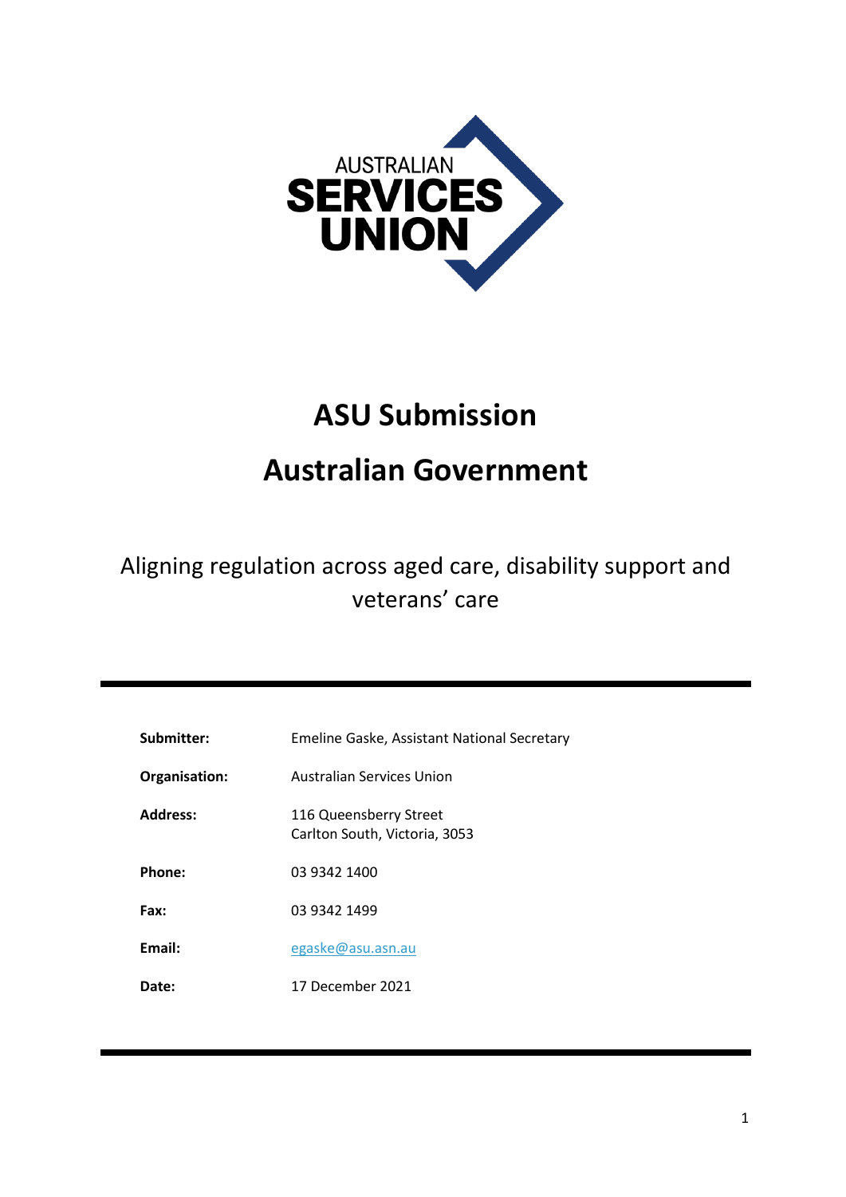AUSTRALIAN SERVICES UNION

# ASU Submission

# Australian Government

Aligning regulation across aged care, disability support and veterans' care

| | |
|---|---|
| **Submitter:** | Emeline Gaske, Assistant National Secretary |
| **Organisation:** | Australian Services Union |
| **Address:** | 116 Queensberry Street<br>Carlton South, Victoria, 3053 |
| **Phone:** | 03 9342 1400 |
| **Fax:** | 03 9342 1499 |
| **Email:** | egaske@asu.asn.au |
| **Date:** | 17 December 2021 |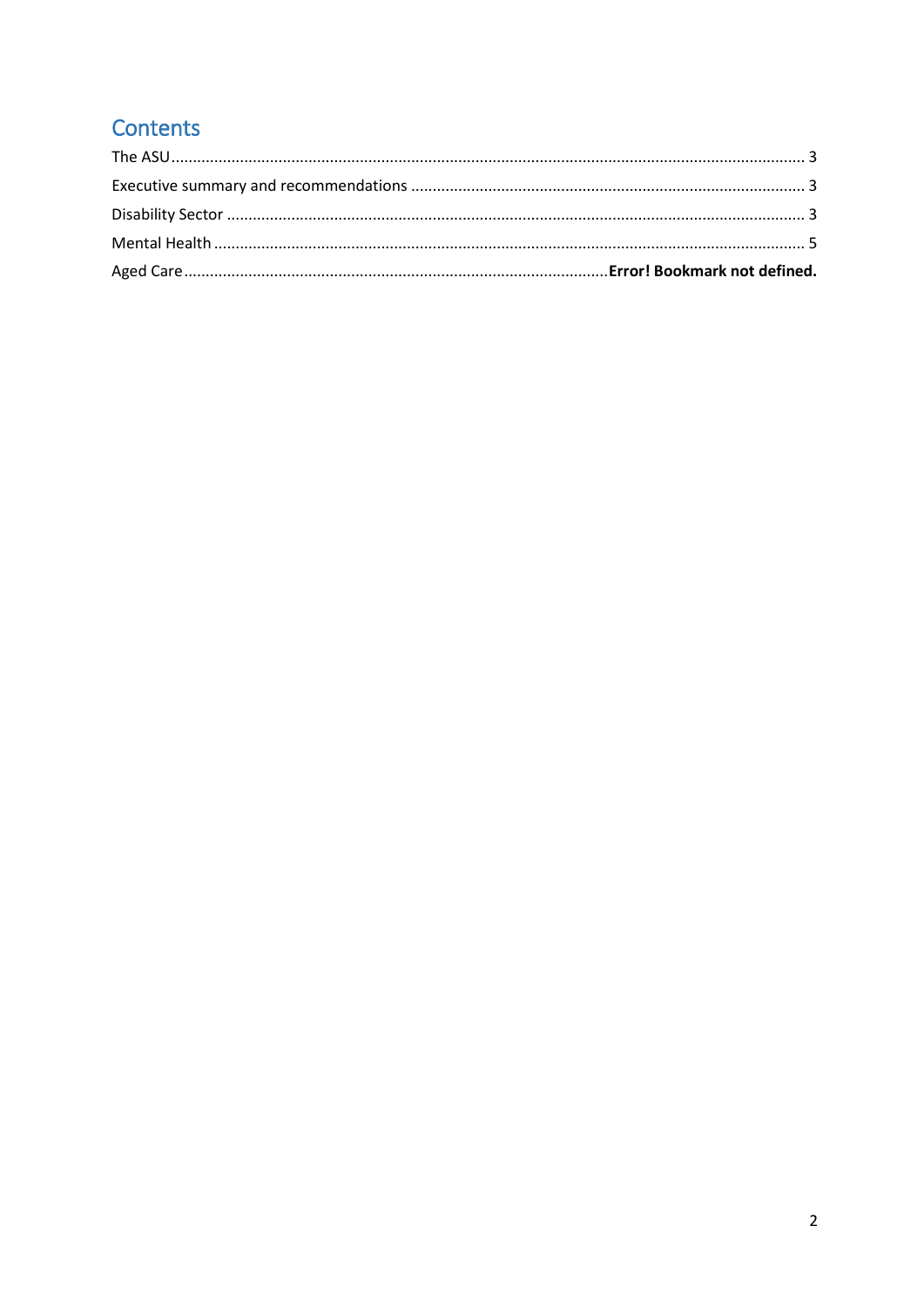# Contents

The ASU .......... 3

Executive summary and recommendations .......... 3

Disability Sector .......... 3

Mental Health .......... 5

Aged Care .......... **Error! Bookmark not defined.**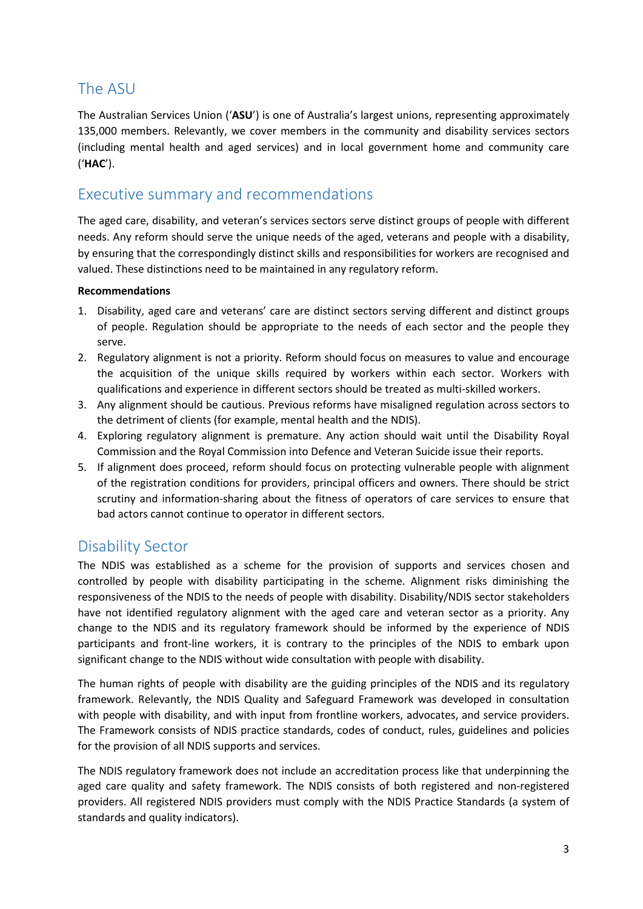## The ASU

The Australian Services Union ('**ASU**') is one of Australia's largest unions, representing approximately 135,000 members. Relevantly, we cover members in the community and disability services sectors (including mental health and aged services) and in local government home and community care ('**HAC**').

## Executive summary and recommendations

The aged care, disability, and veteran's services sectors serve distinct groups of people with different needs. Any reform should serve the unique needs of the aged, veterans and people with a disability, by ensuring that the correspondingly distinct skills and responsibilities for workers are recognised and valued. These distinctions need to be maintained in any regulatory reform.

**Recommendations**

1. Disability, aged care and veterans' care are distinct sectors serving different and distinct groups of people. Regulation should be appropriate to the needs of each sector and the people they serve.
2. Regulatory alignment is not a priority. Reform should focus on measures to value and encourage the acquisition of the unique skills required by workers within each sector. Workers with qualifications and experience in different sectors should be treated as multi-skilled workers.
3. Any alignment should be cautious. Previous reforms have misaligned regulation across sectors to the detriment of clients (for example, mental health and the NDIS).
4. Exploring regulatory alignment is premature. Any action should wait until the Disability Royal Commission and the Royal Commission into Defence and Veteran Suicide issue their reports.
5. If alignment does proceed, reform should focus on protecting vulnerable people with alignment of the registration conditions for providers, principal officers and owners. There should be strict scrutiny and information-sharing about the fitness of operators of care services to ensure that bad actors cannot continue to operator in different sectors.

## Disability Sector

The NDIS was established as a scheme for the provision of supports and services chosen and controlled by people with disability participating in the scheme. Alignment risks diminishing the responsiveness of the NDIS to the needs of people with disability. Disability/NDIS sector stakeholders have not identified regulatory alignment with the aged care and veteran sector as a priority. Any change to the NDIS and its regulatory framework should be informed by the experience of NDIS participants and front-line workers, it is contrary to the principles of the NDIS to embark upon significant change to the NDIS without wide consultation with people with disability.

The human rights of people with disability are the guiding principles of the NDIS and its regulatory framework. Relevantly, the NDIS Quality and Safeguard Framework was developed in consultation with people with disability, and with input from frontline workers, advocates, and service providers. The Framework consists of NDIS practice standards, codes of conduct, rules, guidelines and policies for the provision of all NDIS supports and services.

The NDIS regulatory framework does not include an accreditation process like that underpinning the aged care quality and safety framework. The NDIS consists of both registered and non-registered providers. All registered NDIS providers must comply with the NDIS Practice Standards (a system of standards and quality indicators).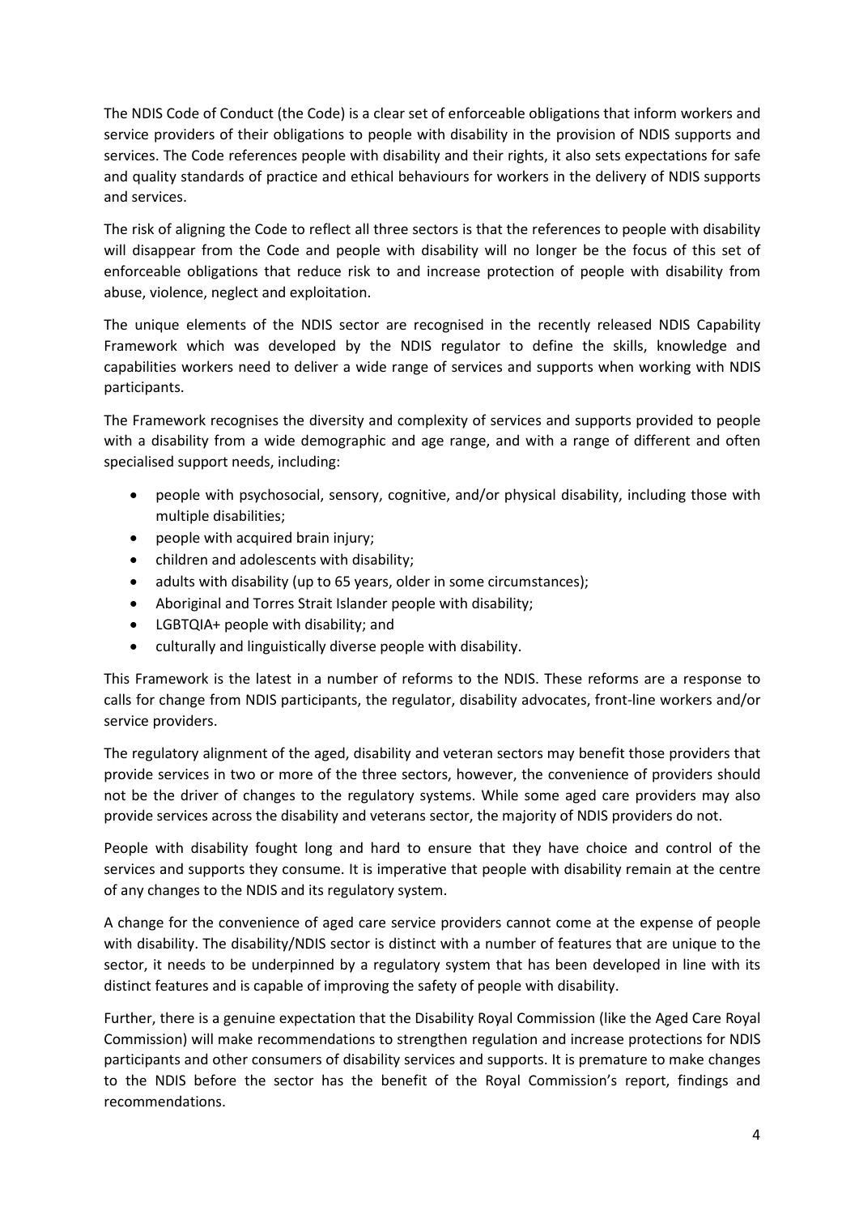The NDIS Code of Conduct (the Code) is a clear set of enforceable obligations that inform workers and service providers of their obligations to people with disability in the provision of NDIS supports and services. The Code references people with disability and their rights, it also sets expectations for safe and quality standards of practice and ethical behaviours for workers in the delivery of NDIS supports and services.

The risk of aligning the Code to reflect all three sectors is that the references to people with disability will disappear from the Code and people with disability will no longer be the focus of this set of enforceable obligations that reduce risk to and increase protection of people with disability from abuse, violence, neglect and exploitation.

The unique elements of the NDIS sector are recognised in the recently released NDIS Capability Framework which was developed by the NDIS regulator to define the skills, knowledge and capabilities workers need to deliver a wide range of services and supports when working with NDIS participants.

The Framework recognises the diversity and complexity of services and supports provided to people with a disability from a wide demographic and age range, and with a range of different and often specialised support needs, including:

- people with psychosocial, sensory, cognitive, and/or physical disability, including those with multiple disabilities;
- people with acquired brain injury;
- children and adolescents with disability;
- adults with disability (up to 65 years, older in some circumstances);
- Aboriginal and Torres Strait Islander people with disability;
- LGBTQIA+ people with disability; and
- culturally and linguistically diverse people with disability.

This Framework is the latest in a number of reforms to the NDIS. These reforms are a response to calls for change from NDIS participants, the regulator, disability advocates, front-line workers and/or service providers.

The regulatory alignment of the aged, disability and veteran sectors may benefit those providers that provide services in two or more of the three sectors, however, the convenience of providers should not be the driver of changes to the regulatory systems. While some aged care providers may also provide services across the disability and veterans sector, the majority of NDIS providers do not.

People with disability fought long and hard to ensure that they have choice and control of the services and supports they consume. It is imperative that people with disability remain at the centre of any changes to the NDIS and its regulatory system.

A change for the convenience of aged care service providers cannot come at the expense of people with disability. The disability/NDIS sector is distinct with a number of features that are unique to the sector, it needs to be underpinned by a regulatory system that has been developed in line with its distinct features and is capable of improving the safety of people with disability.

Further, there is a genuine expectation that the Disability Royal Commission (like the Aged Care Royal Commission) will make recommendations to strengthen regulation and increase protections for NDIS participants and other consumers of disability services and supports. It is premature to make changes to the NDIS before the sector has the benefit of the Royal Commission's report, findings and recommendations.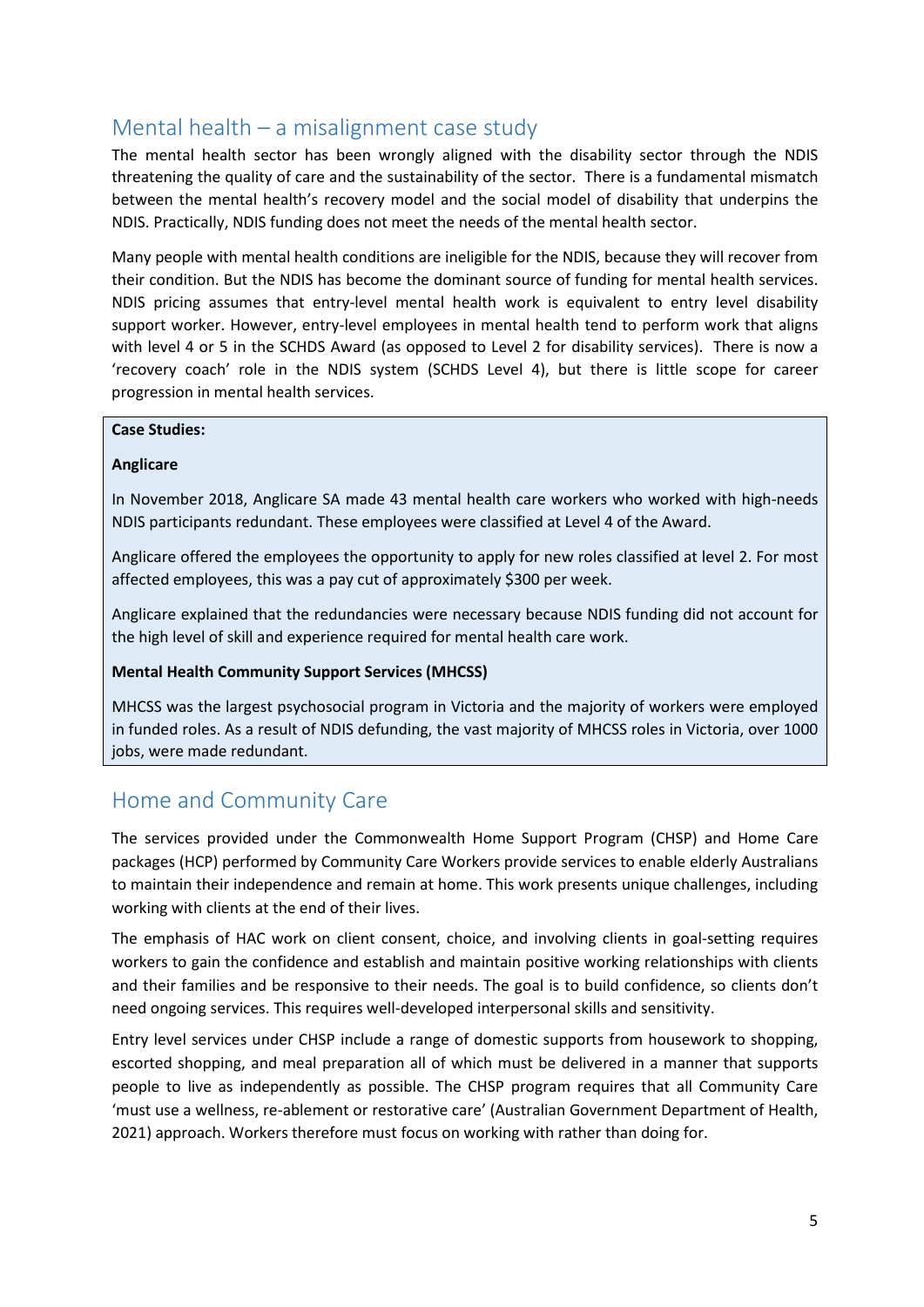## Mental health – a misalignment case study

The mental health sector has been wrongly aligned with the disability sector through the NDIS threatening the quality of care and the sustainability of the sector. There is a fundamental mismatch between the mental health's recovery model and the social model of disability that underpins the NDIS. Practically, NDIS funding does not meet the needs of the mental health sector.

Many people with mental health conditions are ineligible for the NDIS, because they will recover from their condition. But the NDIS has become the dominant source of funding for mental health services. NDIS pricing assumes that entry-level mental health work is equivalent to entry level disability support worker. However, entry-level employees in mental health tend to perform work that aligns with level 4 or 5 in the SCHDS Award (as opposed to Level 2 for disability services). There is now a 'recovery coach' role in the NDIS system (SCHDS Level 4), but there is little scope for career progression in mental health services.

> **Case Studies:**
>
> **Anglicare**
>
> In November 2018, Anglicare SA made 43 mental health care workers who worked with high-needs NDIS participants redundant. These employees were classified at Level 4 of the Award.
>
> Anglicare offered the employees the opportunity to apply for new roles classified at level 2. For most affected employees, this was a pay cut of approximately $300 per week.
>
> Anglicare explained that the redundancies were necessary because NDIS funding did not account for the high level of skill and experience required for mental health care work.
>
> **Mental Health Community Support Services (MHCSS)**
>
> MHCSS was the largest psychosocial program in Victoria and the majority of workers were employed in funded roles. As a result of NDIS defunding, the vast majority of MHCSS roles in Victoria, over 1000 jobs, were made redundant.

## Home and Community Care

The services provided under the Commonwealth Home Support Program (CHSP) and Home Care packages (HCP) performed by Community Care Workers provide services to enable elderly Australians to maintain their independence and remain at home. This work presents unique challenges, including working with clients at the end of their lives.

The emphasis of HAC work on client consent, choice, and involving clients in goal-setting requires workers to gain the confidence and establish and maintain positive working relationships with clients and their families and be responsive to their needs. The goal is to build confidence, so clients don't need ongoing services. This requires well-developed interpersonal skills and sensitivity.

Entry level services under CHSP include a range of domestic supports from housework to shopping, escorted shopping, and meal preparation all of which must be delivered in a manner that supports people to live as independently as possible. The CHSP program requires that all Community Care 'must use a wellness, re-ablement or restorative care' (Australian Government Department of Health, 2021) approach. Workers therefore must focus on working with rather than doing for.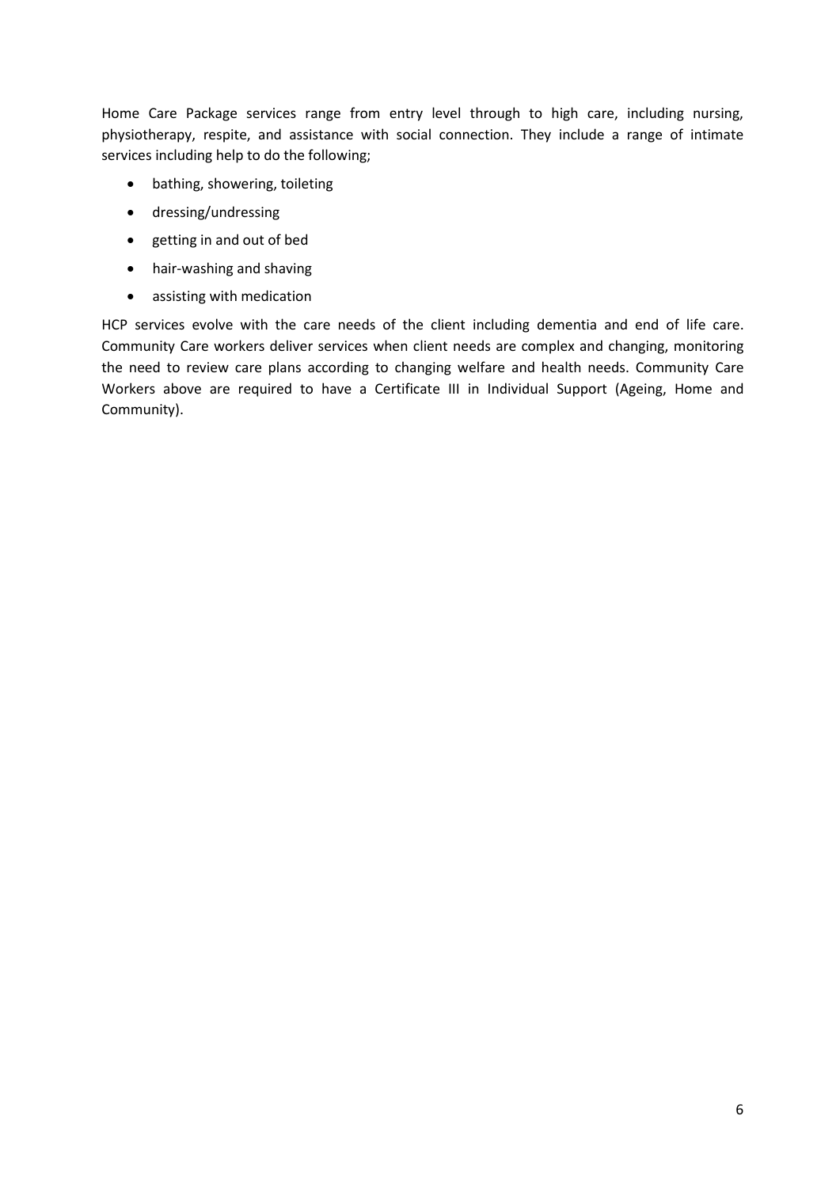Home Care Package services range from entry level through to high care, including nursing, physiotherapy, respite, and assistance with social connection. They include a range of intimate services including help to do the following;

- bathing, showering, toileting
- dressing/undressing
- getting in and out of bed
- hair-washing and shaving
- assisting with medication

HCP services evolve with the care needs of the client including dementia and end of life care. Community Care workers deliver services when client needs are complex and changing, monitoring the need to review care plans according to changing welfare and health needs. Community Care Workers above are required to have a Certificate III in Individual Support (Ageing, Home and Community).